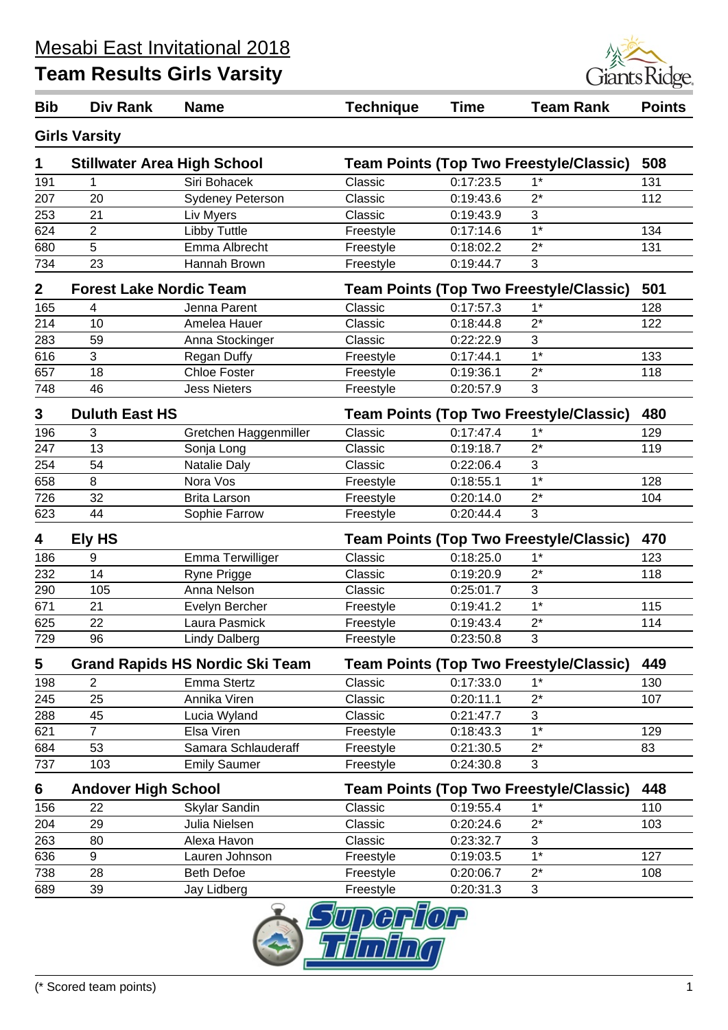# Mesabi East Invitational 2018

## Team Results Girls Varsity

| Bib | Div Rank | Name | Technique | Time | Team Rank | Points |
|---|---|---|---|---|---|---|
| **Girls Varsity** | | | | | | |
| **1** | **Stillwater Area High School** | | **Team Points (Top Two Freestyle/Classic)** | | | **508** |
| 191 | 1 | Siri Bohacek | Classic | 0:17:23.5 | 1* | 131 |
| 207 | 20 | Sydeney Peterson | Classic | 0:19:43.6 | 2* | 112 |
| 253 | 21 | Liv Myers | Classic | 0:19:43.9 | 3 | |
| 624 | 2 | Libby Tuttle | Freestyle | 0:17:14.6 | 1* | 134 |
| 680 | 5 | Emma Albrecht | Freestyle | 0:18:02.2 | 2* | 131 |
| 734 | 23 | Hannah Brown | Freestyle | 0:19:44.7 | 3 | |
| **2** | **Forest Lake Nordic Team** | | **Team Points (Top Two Freestyle/Classic)** | | | **501** |
| 165 | 4 | Jenna Parent | Classic | 0:17:57.3 | 1* | 128 |
| 214 | 10 | Amelea Hauer | Classic | 0:18:44.8 | 2* | 122 |
| 283 | 59 | Anna Stockinger | Classic | 0:22:22.9 | 3 | |
| 616 | 3 | Regan Duffy | Freestyle | 0:17:44.1 | 1* | 133 |
| 657 | 18 | Chloe Foster | Freestyle | 0:19:36.1 | 2* | 118 |
| 748 | 46 | Jess Nieters | Freestyle | 0:20:57.9 | 3 | |
| **3** | **Duluth East HS** | | **Team Points (Top Two Freestyle/Classic)** | | | **480** |
| 196 | 3 | Gretchen Haggenmiller | Classic | 0:17:47.4 | 1* | 129 |
| 247 | 13 | Sonja Long | Classic | 0:19:18.7 | 2* | 119 |
| 254 | 54 | Natalie Daly | Classic | 0:22:06.4 | 3 | |
| 658 | 8 | Nora Vos | Freestyle | 0:18:55.1 | 1* | 128 |
| 726 | 32 | Brita Larson | Freestyle | 0:20:14.0 | 2* | 104 |
| 623 | 44 | Sophie Farrow | Freestyle | 0:20:44.4 | 3 | |
| **4** | **Ely HS** | | **Team Points (Top Two Freestyle/Classic)** | | | **470** |
| 186 | 9 | Emma Terwilliger | Classic | 0:18:25.0 | 1* | 123 |
| 232 | 14 | Ryne Prigge | Classic | 0:19:20.9 | 2* | 118 |
| 290 | 105 | Anna Nelson | Classic | 0:25:01.7 | 3 | |
| 671 | 21 | Evelyn Bercher | Freestyle | 0:19:41.2 | 1* | 115 |
| 625 | 22 | Laura Pasmick | Freestyle | 0:19:43.4 | 2* | 114 |
| 729 | 96 | Lindy Dalberg | Freestyle | 0:23:50.8 | 3 | |
| **5** | **Grand Rapids HS Nordic Ski Team** | | **Team Points (Top Two Freestyle/Classic)** | | | **449** |
| 198 | 2 | Emma Stertz | Classic | 0:17:33.0 | 1* | 130 |
| 245 | 25 | Annika Viren | Classic | 0:20:11.1 | 2* | 107 |
| 288 | 45 | Lucia Wyland | Classic | 0:21:47.7 | 3 | |
| 621 | 7 | Elsa Viren | Freestyle | 0:18:43.3 | 1* | 129 |
| 684 | 53 | Samara Schlauderaff | Freestyle | 0:21:30.5 | 2* | 83 |
| 737 | 103 | Emily Saumer | Freestyle | 0:24:30.8 | 3 | |
| **6** | **Andover High School** | | **Team Points (Top Two Freestyle/Classic)** | | | **448** |
| 156 | 22 | Skylar Sandin | Classic | 0:19:55.4 | 1* | 110 |
| 204 | 29 | Julia Nielsen | Classic | 0:20:24.6 | 2* | 103 |
| 263 | 80 | Alexa Havon | Classic | 0:23:32.7 | 3 | |
| 636 | 9 | Lauren Johnson | Freestyle | 0:19:03.5 | 1* | 127 |
| 738 | 28 | Beth Defoe | Freestyle | 0:20:06.7 | 2* | 108 |
| 689 | 39 | Jay Lidberg | Freestyle | 0:20:31.3 | 3 | |

(* Scored team points)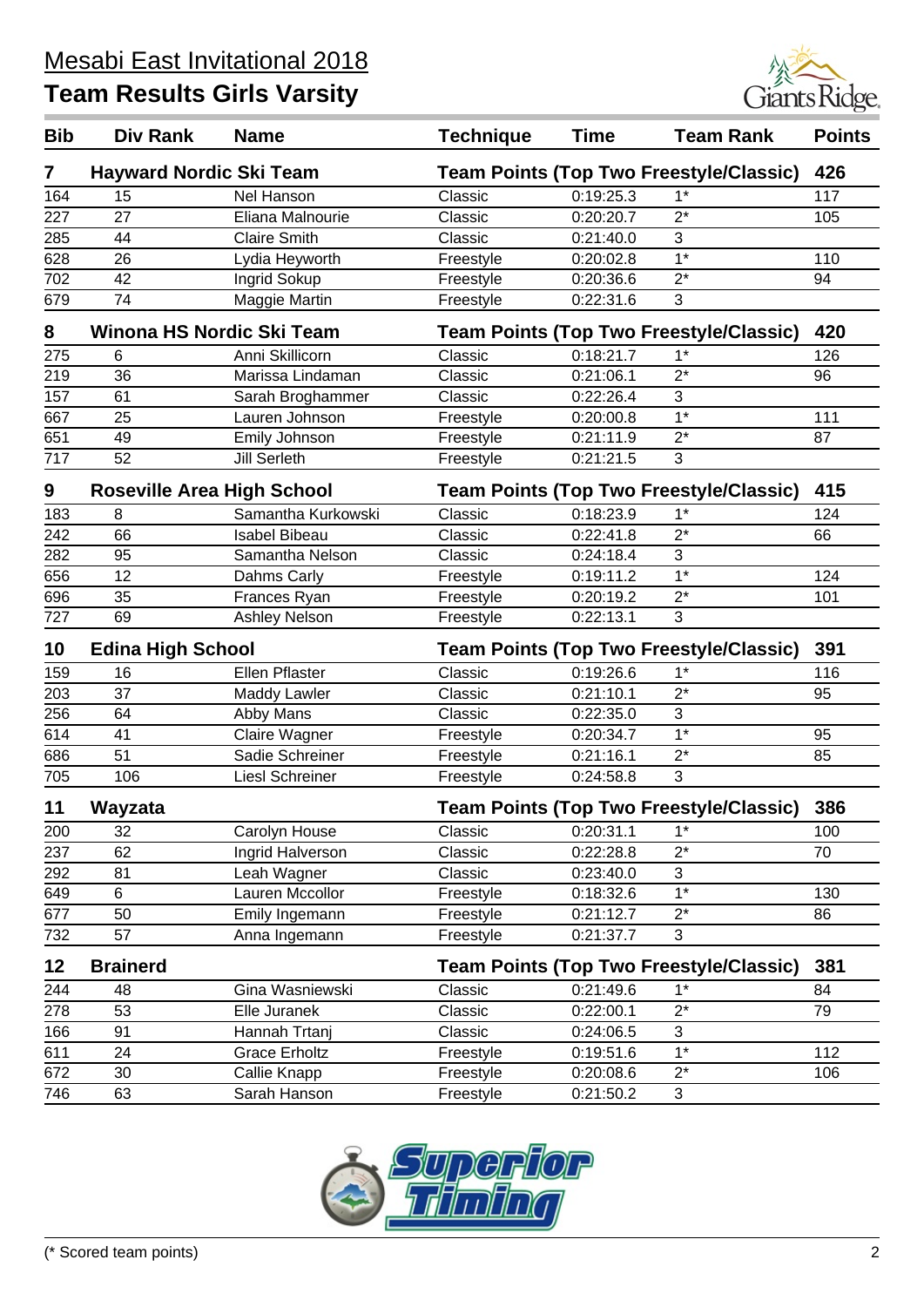# Mesabi East Invitational 2018

## Team Results Girls Varsity

| Bib | Div Rank | Name | Technique | Time | Team Rank | Points |
|---|---|---|---|---|---|---|
| **7** | **Hayward Nordic Ski Team** | | **Team Points (Top Two Freestyle/Classic)** | | | **426** |
| 164 | 15 | Nel Hanson | Classic | 0:19:25.3 | 1* | 117 |
| 227 | 27 | Eliana Malnourie | Classic | 0:20:20.7 | 2* | 105 |
| 285 | 44 | Claire Smith | Classic | 0:21:40.0 | 3 | |
| 628 | 26 | Lydia Heyworth | Freestyle | 0:20:02.8 | 1* | 110 |
| 702 | 42 | Ingrid Sokup | Freestyle | 0:20:36.6 | 2* | 94 |
| 679 | 74 | Maggie Martin | Freestyle | 0:22:31.6 | 3 | |
| **8** | **Winona HS Nordic Ski Team** | | **Team Points (Top Two Freestyle/Classic)** | | | **420** |
| 275 | 6 | Anni Skillicorn | Classic | 0:18:21.7 | 1* | 126 |
| 219 | 36 | Marissa Lindaman | Classic | 0:21:06.1 | 2* | 96 |
| 157 | 61 | Sarah Broghammer | Classic | 0:22:26.4 | 3 | |
| 667 | 25 | Lauren Johnson | Freestyle | 0:20:00.8 | 1* | 111 |
| 651 | 49 | Emily Johnson | Freestyle | 0:21:11.9 | 2* | 87 |
| 717 | 52 | Jill Serleth | Freestyle | 0:21:21.5 | 3 | |
| **9** | **Roseville Area High School** | | **Team Points (Top Two Freestyle/Classic)** | | | **415** |
| 183 | 8 | Samantha Kurkowski | Classic | 0:18:23.9 | 1* | 124 |
| 242 | 66 | Isabel Bibeau | Classic | 0:22:41.8 | 2* | 66 |
| 282 | 95 | Samantha Nelson | Classic | 0:24:18.4 | 3 | |
| 656 | 12 | Dahms Carly | Freestyle | 0:19:11.2 | 1* | 124 |
| 696 | 35 | Frances Ryan | Freestyle | 0:20:19.2 | 2* | 101 |
| 727 | 69 | Ashley Nelson | Freestyle | 0:22:13.1 | 3 | |
| **10** | **Edina High School** | | **Team Points (Top Two Freestyle/Classic)** | | | **391** |
| 159 | 16 | Ellen Pflaster | Classic | 0:19:26.6 | 1* | 116 |
| 203 | 37 | Maddy Lawler | Classic | 0:21:10.1 | 2* | 95 |
| 256 | 64 | Abby Mans | Classic | 0:22:35.0 | 3 | |
| 614 | 41 | Claire Wagner | Freestyle | 0:20:34.7 | 1* | 95 |
| 686 | 51 | Sadie Schreiner | Freestyle | 0:21:16.1 | 2* | 85 |
| 705 | 106 | Liesl Schreiner | Freestyle | 0:24:58.8 | 3 | |
| **11** | **Wayzata** | | **Team Points (Top Two Freestyle/Classic)** | | | **386** |
| 200 | 32 | Carolyn House | Classic | 0:20:31.1 | 1* | 100 |
| 237 | 62 | Ingrid Halverson | Classic | 0:22:28.8 | 2* | 70 |
| 292 | 81 | Leah Wagner | Classic | 0:23:40.0 | 3 | |
| 649 | 6 | Lauren Mccollor | Freestyle | 0:18:32.6 | 1* | 130 |
| 677 | 50 | Emily Ingemann | Freestyle | 0:21:12.7 | 2* | 86 |
| 732 | 57 | Anna Ingemann | Freestyle | 0:21:37.7 | 3 | |
| **12** | **Brainerd** | | **Team Points (Top Two Freestyle/Classic)** | | | **381** |
| 244 | 48 | Gina Wasniewski | Classic | 0:21:49.6 | 1* | 84 |
| 278 | 53 | Elle Juranek | Classic | 0:22:00.1 | 2* | 79 |
| 166 | 91 | Hannah Trtanj | Classic | 0:24:06.5 | 3 | |
| 611 | 24 | Grace Erholtz | Freestyle | 0:19:51.6 | 1* | 112 |
| 672 | 30 | Callie Knapp | Freestyle | 0:20:08.6 | 2* | 106 |
| 746 | 63 | Sarah Hanson | Freestyle | 0:21:50.2 | 3 | |

(* Scored team points)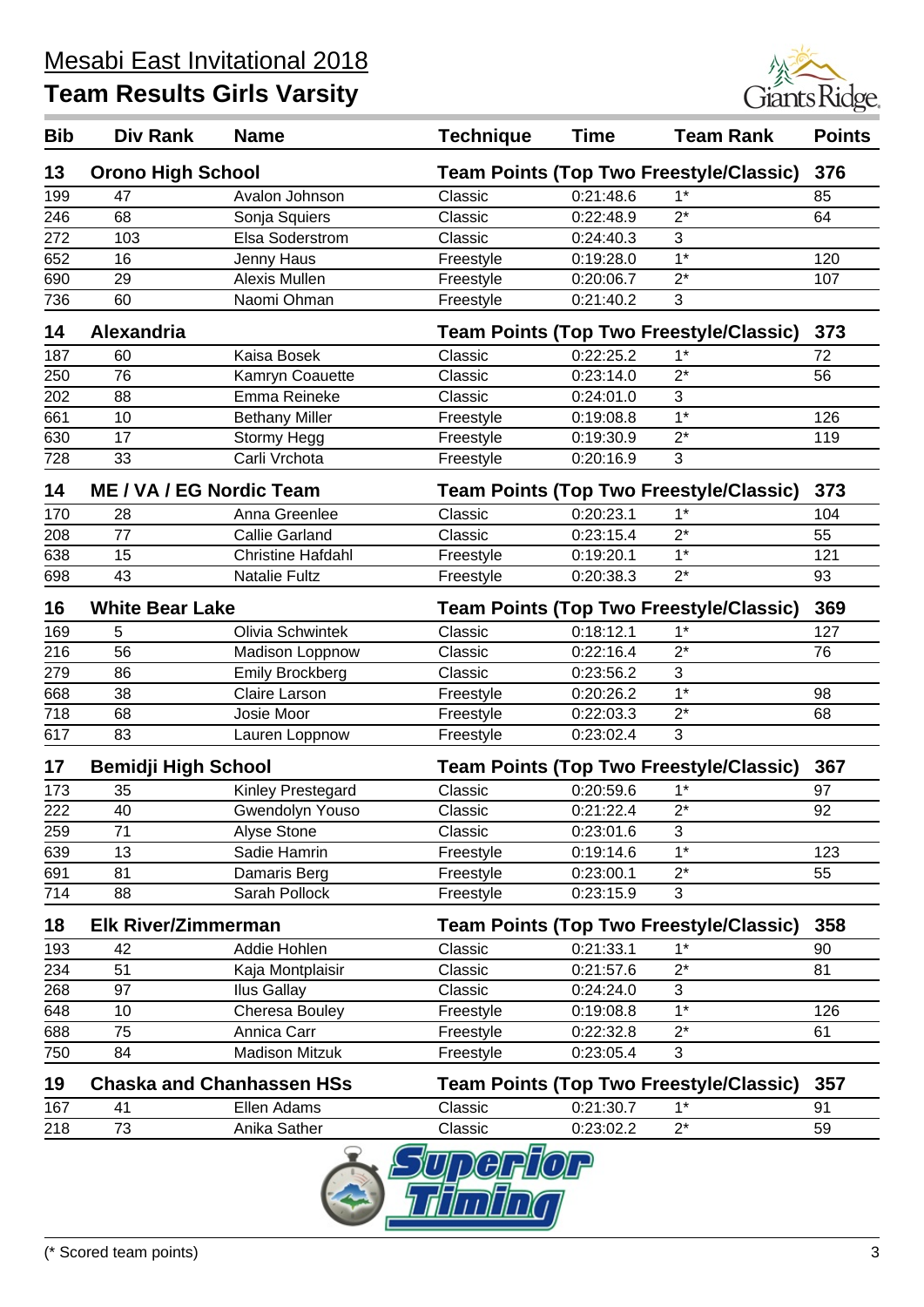# Mesabi East Invitational 2018

## Team Results Girls Varsity

| Bib | Div Rank | Name | Technique | Time | Team Rank | Points |
|---|---|---|---|---|---|---|
| **13** | **Orono High School** | | **Team Points (Top Two Freestyle/Classic)** | | | **376** |
| 199 | 47 | Avalon Johnson | Classic | 0:21:48.6 | 1* | 85 |
| 246 | 68 | Sonja Squiers | Classic | 0:22:48.9 | 2* | 64 |
| 272 | 103 | Elsa Soderstrom | Classic | 0:24:40.3 | 3 | |
| 652 | 16 | Jenny Haus | Freestyle | 0:19:28.0 | 1* | 120 |
| 690 | 29 | Alexis Mullen | Freestyle | 0:20:06.7 | 2* | 107 |
| 736 | 60 | Naomi Ohman | Freestyle | 0:21:40.2 | 3 | |
| **14** | **Alexandria** | | **Team Points (Top Two Freestyle/Classic)** | | | **373** |
| 187 | 60 | Kaisa Bosek | Classic | 0:22:25.2 | 1* | 72 |
| 250 | 76 | Kamryn Coauette | Classic | 0:23:14.0 | 2* | 56 |
| 202 | 88 | Emma Reineke | Classic | 0:24:01.0 | 3 | |
| 661 | 10 | Bethany Miller | Freestyle | 0:19:08.8 | 1* | 126 |
| 630 | 17 | Stormy Hegg | Freestyle | 0:19:30.9 | 2* | 119 |
| 728 | 33 | Carli Vrchota | Freestyle | 0:20:16.9 | 3 | |
| **14** | **ME / VA / EG Nordic Team** | | **Team Points (Top Two Freestyle/Classic)** | | | **373** |
| 170 | 28 | Anna Greenlee | Classic | 0:20:23.1 | 1* | 104 |
| 208 | 77 | Callie Garland | Classic | 0:23:15.4 | 2* | 55 |
| 638 | 15 | Christine Hafdahl | Freestyle | 0:19:20.1 | 1* | 121 |
| 698 | 43 | Natalie Fultz | Freestyle | 0:20:38.3 | 2* | 93 |
| **16** | **White Bear Lake** | | **Team Points (Top Two Freestyle/Classic)** | | | **369** |
| 169 | 5 | Olivia Schwintek | Classic | 0:18:12.1 | 1* | 127 |
| 216 | 56 | Madison Loppnow | Classic | 0:22:16.4 | 2* | 76 |
| 279 | 86 | Emily Brockberg | Classic | 0:23:56.2 | 3 | |
| 668 | 38 | Claire Larson | Freestyle | 0:20:26.2 | 1* | 98 |
| 718 | 68 | Josie Moor | Freestyle | 0:22:03.3 | 2* | 68 |
| 617 | 83 | Lauren Loppnow | Freestyle | 0:23:02.4 | 3 | |
| **17** | **Bemidji High School** | | **Team Points (Top Two Freestyle/Classic)** | | | **367** |
| 173 | 35 | Kinley Prestegard | Classic | 0:20:59.6 | 1* | 97 |
| 222 | 40 | Gwendolyn Youso | Classic | 0:21:22.4 | 2* | 92 |
| 259 | 71 | Alyse Stone | Classic | 0:23:01.6 | 3 | |
| 639 | 13 | Sadie Hamrin | Freestyle | 0:19:14.6 | 1* | 123 |
| 691 | 81 | Damaris Berg | Freestyle | 0:23:00.1 | 2* | 55 |
| 714 | 88 | Sarah Pollock | Freestyle | 0:23:15.9 | 3 | |
| **18** | **Elk River/Zimmerman** | | **Team Points (Top Two Freestyle/Classic)** | | | **358** |
| 193 | 42 | Addie Hohlen | Classic | 0:21:33.1 | 1* | 90 |
| 234 | 51 | Kaja Montplaisir | Classic | 0:21:57.6 | 2* | 81 |
| 268 | 97 | Ilus Gallay | Classic | 0:24:24.0 | 3 | |
| 648 | 10 | Cheresa Bouley | Freestyle | 0:19:08.8 | 1* | 126 |
| 688 | 75 | Annica Carr | Freestyle | 0:22:32.8 | 2* | 61 |
| 750 | 84 | Madison Mitzuk | Freestyle | 0:23:05.4 | 3 | |
| **19** | **Chaska and Chanhassen HSs** | | **Team Points (Top Two Freestyle/Classic)** | | | **357** |
| 167 | 41 | Ellen Adams | Classic | 0:21:30.7 | 1* | 91 |
| 218 | 73 | Anika Sather | Classic | 0:23:02.2 | 2* | 59 |

(* Scored team points)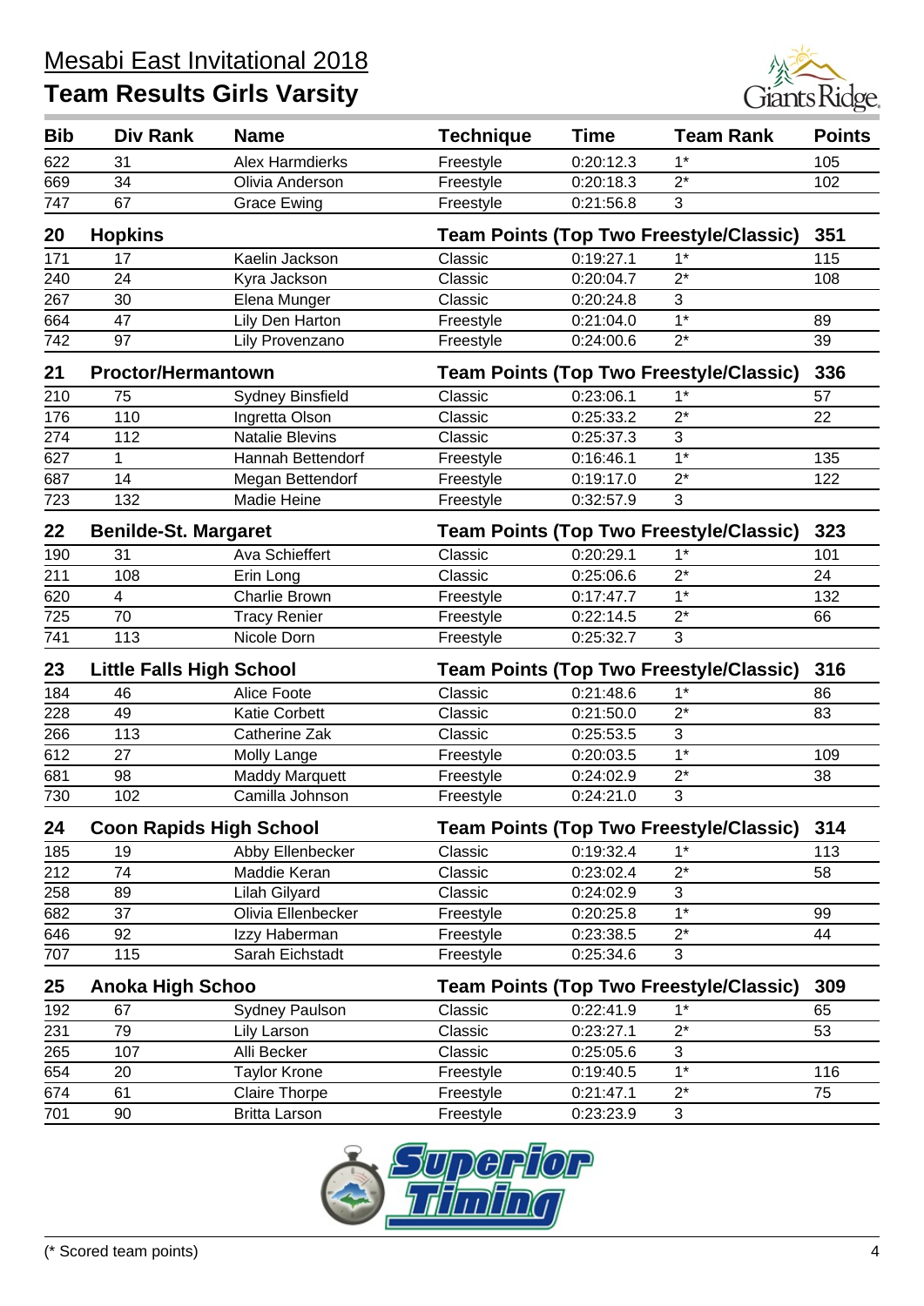# Mesabi East Invitational 2018

## Team Results Girls Varsity

| Bib | Div Rank | Name | Technique | Time | Team Rank | Points |
|---|---|---|---|---|---|---|
| 622 | 31 | Alex Harmdierks | Freestyle | 0:20:12.3 | 1* | 105 |
| 669 | 34 | Olivia Anderson | Freestyle | 0:20:18.3 | 2* | 102 |
| 747 | 67 | Grace Ewing | Freestyle | 0:21:56.8 | 3 | |
| **20** | **Hopkins** | | **Team Points (Top Two Freestyle/Classic)** | | | **351** |
| 171 | 17 | Kaelin Jackson | Classic | 0:19:27.1 | 1* | 115 |
| 240 | 24 | Kyra Jackson | Classic | 0:20:04.7 | 2* | 108 |
| 267 | 30 | Elena Munger | Classic | 0:20:24.8 | 3 | |
| 664 | 47 | Lily Den Harton | Freestyle | 0:21:04.0 | 1* | 89 |
| 742 | 97 | Lily Provenzano | Freestyle | 0:24:00.6 | 2* | 39 |
| **21** | **Proctor/Hermantown** | | **Team Points (Top Two Freestyle/Classic)** | | | **336** |
| 210 | 75 | Sydney Binsfield | Classic | 0:23:06.1 | 1* | 57 |
| 176 | 110 | Ingretta Olson | Classic | 0:25:33.2 | 2* | 22 |
| 274 | 112 | Natalie Blevins | Classic | 0:25:37.3 | 3 | |
| 627 | 1 | Hannah Bettendorf | Freestyle | 0:16:46.1 | 1* | 135 |
| 687 | 14 | Megan Bettendorf | Freestyle | 0:19:17.0 | 2* | 122 |
| 723 | 132 | Madie Heine | Freestyle | 0:32:57.9 | 3 | |
| **22** | **Benilde-St. Margaret** | | **Team Points (Top Two Freestyle/Classic)** | | | **323** |
| 190 | 31 | Ava Schieffert | Classic | 0:20:29.1 | 1* | 101 |
| 211 | 108 | Erin Long | Classic | 0:25:06.6 | 2* | 24 |
| 620 | 4 | Charlie Brown | Freestyle | 0:17:47.7 | 1* | 132 |
| 725 | 70 | Tracy Renier | Freestyle | 0:22:14.5 | 2* | 66 |
| 741 | 113 | Nicole Dorn | Freestyle | 0:25:32.7 | 3 | |
| **23** | **Little Falls High School** | | **Team Points (Top Two Freestyle/Classic)** | | | **316** |
| 184 | 46 | Alice Foote | Classic | 0:21:48.6 | 1* | 86 |
| 228 | 49 | Katie Corbett | Classic | 0:21:50.0 | 2* | 83 |
| 266 | 113 | Catherine Zak | Classic | 0:25:53.5 | 3 | |
| 612 | 27 | Molly Lange | Freestyle | 0:20:03.5 | 1* | 109 |
| 681 | 98 | Maddy Marquett | Freestyle | 0:24:02.9 | 2* | 38 |
| 730 | 102 | Camilla Johnson | Freestyle | 0:24:21.0 | 3 | |
| **24** | **Coon Rapids High School** | | **Team Points (Top Two Freestyle/Classic)** | | | **314** |
| 185 | 19 | Abby Ellenbecker | Classic | 0:19:32.4 | 1* | 113 |
| 212 | 74 | Maddie Keran | Classic | 0:23:02.4 | 2* | 58 |
| 258 | 89 | Lilah Gilyard | Classic | 0:24:02.9 | 3 | |
| 682 | 37 | Olivia Ellenbecker | Freestyle | 0:20:25.8 | 1* | 99 |
| 646 | 92 | Izzy Haberman | Freestyle | 0:23:38.5 | 2* | 44 |
| 707 | 115 | Sarah Eichstadt | Freestyle | 0:25:34.6 | 3 | |
| **25** | **Anoka High Schoo** | | **Team Points (Top Two Freestyle/Classic)** | | | **309** |
| 192 | 67 | Sydney Paulson | Classic | 0:22:41.9 | 1* | 65 |
| 231 | 79 | Lily Larson | Classic | 0:23:27.1 | 2* | 53 |
| 265 | 107 | Alli Becker | Classic | 0:25:05.6 | 3 | |
| 654 | 20 | Taylor Krone | Freestyle | 0:19:40.5 | 1* | 116 |
| 674 | 61 | Claire Thorpe | Freestyle | 0:21:47.1 | 2* | 75 |
| 701 | 90 | Britta Larson | Freestyle | 0:23:23.9 | 3 | |

(* Scored team points)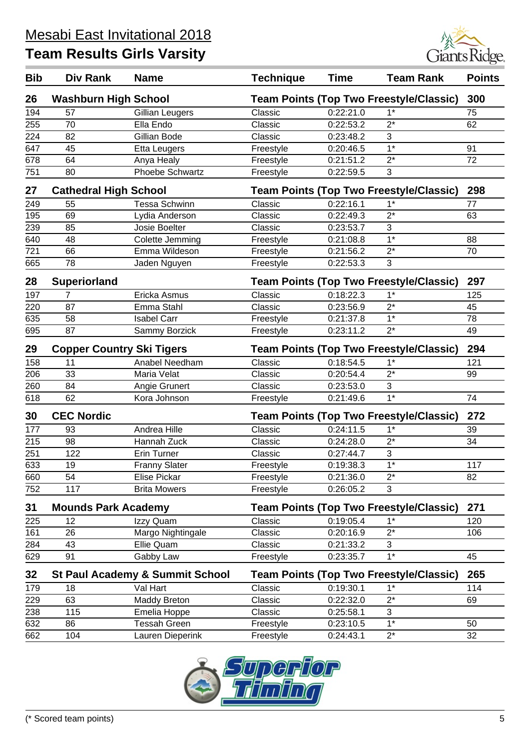# Mesabi East Invitational 2018

## Team Results Girls Varsity

| Bib | Div Rank | Name | Technique | Time | Team Rank | Points |
|---|---|---|---|---|---|---|
| **26** | **Washburn High School** | | **Team Points (Top Two Freestyle/Classic)** | | | **300** |
| 194 | 57 | Gillian Leugers | Classic | 0:22:21.0 | 1* | 75 |
| 255 | 70 | Ella Endo | Classic | 0:22:53.2 | 2* | 62 |
| 224 | 82 | Gillian Bode | Classic | 0:23:48.2 | 3 | |
| 647 | 45 | Etta Leugers | Freestyle | 0:20:46.5 | 1* | 91 |
| 678 | 64 | Anya Healy | Freestyle | 0:21:51.2 | 2* | 72 |
| 751 | 80 | Phoebe Schwartz | Freestyle | 0:22:59.5 | 3 | |
| **27** | **Cathedral High School** | | **Team Points (Top Two Freestyle/Classic)** | | | **298** |
| 249 | 55 | Tessa Schwinn | Classic | 0:22:16.1 | 1* | 77 |
| 195 | 69 | Lydia Anderson | Classic | 0:22:49.3 | 2* | 63 |
| 239 | 85 | Josie Boelter | Classic | 0:23:53.7 | 3 | |
| 640 | 48 | Colette Jemming | Freestyle | 0:21:08.8 | 1* | 88 |
| 721 | 66 | Emma Wildeson | Freestyle | 0:21:56.2 | 2* | 70 |
| 665 | 78 | Jaden Nguyen | Freestyle | 0:22:53.3 | 3 | |
| **28** | **Superiorland** | | **Team Points (Top Two Freestyle/Classic)** | | | **297** |
| 197 | 7 | Ericka Asmus | Classic | 0:18:22.3 | 1* | 125 |
| 220 | 87 | Emma Stahl | Classic | 0:23:56.9 | 2* | 45 |
| 635 | 58 | Isabel Carr | Freestyle | 0:21:37.8 | 1* | 78 |
| 695 | 87 | Sammy Borzick | Freestyle | 0:23:11.2 | 2* | 49 |
| **29** | **Copper Country Ski Tigers** | | **Team Points (Top Two Freestyle/Classic)** | | | **294** |
| 158 | 11 | Anabel Needham | Classic | 0:18:54.5 | 1* | 121 |
| 206 | 33 | Maria Velat | Classic | 0:20:54.4 | 2* | 99 |
| 260 | 84 | Angie Grunert | Classic | 0:23:53.0 | 3 | |
| 618 | 62 | Kora Johnson | Freestyle | 0:21:49.6 | 1* | 74 |
| **30** | **CEC Nordic** | | **Team Points (Top Two Freestyle/Classic)** | | | **272** |
| 177 | 93 | Andrea Hille | Classic | 0:24:11.5 | 1* | 39 |
| 215 | 98 | Hannah Zuck | Classic | 0:24:28.0 | 2* | 34 |
| 251 | 122 | Erin Turner | Classic | 0:27:44.7 | 3 | |
| 633 | 19 | Franny Slater | Freestyle | 0:19:38.3 | 1* | 117 |
| 660 | 54 | Elise Pickar | Freestyle | 0:21:36.0 | 2* | 82 |
| 752 | 117 | Brita Mowers | Freestyle | 0:26:05.2 | 3 | |
| **31** | **Mounds Park Academy** | | **Team Points (Top Two Freestyle/Classic)** | | | **271** |
| 225 | 12 | Izzy Quam | Classic | 0:19:05.4 | 1* | 120 |
| 161 | 26 | Margo Nightingale | Classic | 0:20:16.9 | 2* | 106 |
| 284 | 43 | Ellie Quam | Classic | 0:21:33.2 | 3 | |
| 629 | 91 | Gabby Law | Freestyle | 0:23:35.7 | 1* | 45 |
| **32** | **St Paul Academy & Summit School** | | **Team Points (Top Two Freestyle/Classic)** | | | **265** |
| 179 | 18 | Val Hart | Classic | 0:19:30.1 | 1* | 114 |
| 229 | 63 | Maddy Breton | Classic | 0:22:32.0 | 2* | 69 |
| 238 | 115 | Emelia Hoppe | Classic | 0:25:58.1 | 3 | |
| 632 | 86 | Tessah Green | Freestyle | 0:23:10.5 | 1* | 50 |
| 662 | 104 | Lauren Dieperink | Freestyle | 0:24:43.1 | 2* | 32 |

(* Scored team points)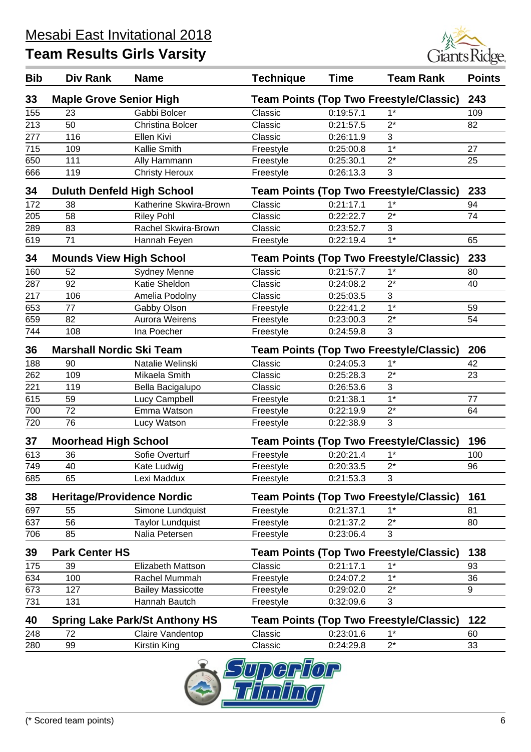# Mesabi East Invitational 2018

## Team Results Girls Varsity

| Bib | Div Rank | Name | Technique | Time | Team Rank | Points |
|---|---|---|---|---|---|---|
| **33** | **Maple Grove Senior High** | | **Team Points (Top Two Freestyle/Classic)** | | | **243** |
| 155 | 23 | Gabbi Bolcer | Classic | 0:19:57.1 | 1* | 109 |
| 213 | 50 | Christina Bolcer | Classic | 0:21:57.5 | 2* | 82 |
| 277 | 116 | Ellen Kivi | Classic | 0:26:11.9 | 3 | |
| 715 | 109 | Kallie Smith | Freestyle | 0:25:00.8 | 1* | 27 |
| 650 | 111 | Ally Hammann | Freestyle | 0:25:30.1 | 2* | 25 |
| 666 | 119 | Christy Heroux | Freestyle | 0:26:13.3 | 3 | |
| **34** | **Duluth Denfeld High School** | | **Team Points (Top Two Freestyle/Classic)** | | | **233** |
| 172 | 38 | Katherine Skwira-Brown | Classic | 0:21:17.1 | 1* | 94 |
| 205 | 58 | Riley Pohl | Classic | 0:22:22.7 | 2* | 74 |
| 289 | 83 | Rachel Skwira-Brown | Classic | 0:23:52.7 | 3 | |
| 619 | 71 | Hannah Feyen | Freestyle | 0:22:19.4 | 1* | 65 |
| **34** | **Mounds View High School** | | **Team Points (Top Two Freestyle/Classic)** | | | **233** |
| 160 | 52 | Sydney Menne | Classic | 0:21:57.7 | 1* | 80 |
| 287 | 92 | Katie Sheldon | Classic | 0:24:08.2 | 2* | 40 |
| 217 | 106 | Amelia Podolny | Classic | 0:25:03.5 | 3 | |
| 653 | 77 | Gabby Olson | Freestyle | 0:22:41.2 | 1* | 59 |
| 659 | 82 | Aurora Weirens | Freestyle | 0:23:00.3 | 2* | 54 |
| 744 | 108 | Ina Poecher | Freestyle | 0:24:59.8 | 3 | |
| **36** | **Marshall Nordic Ski Team** | | **Team Points (Top Two Freestyle/Classic)** | | | **206** |
| 188 | 90 | Natalie Welinski | Classic | 0:24:05.3 | 1* | 42 |
| 262 | 109 | Mikaela Smith | Classic | 0:25:28.3 | 2* | 23 |
| 221 | 119 | Bella Bacigalupo | Classic | 0:26:53.6 | 3 | |
| 615 | 59 | Lucy Campbell | Freestyle | 0:21:38.1 | 1* | 77 |
| 700 | 72 | Emma Watson | Freestyle | 0:22:19.9 | 2* | 64 |
| 720 | 76 | Lucy Watson | Freestyle | 0:22:38.9 | 3 | |
| **37** | **Moorhead High School** | | **Team Points (Top Two Freestyle/Classic)** | | | **196** |
| 613 | 36 | Sofie Overturf | Freestyle | 0:20:21.4 | 1* | 100 |
| 749 | 40 | Kate Ludwig | Freestyle | 0:20:33.5 | 2* | 96 |
| 685 | 65 | Lexi Maddux | Freestyle | 0:21:53.3 | 3 | |
| **38** | **Heritage/Providence Nordic** | | **Team Points (Top Two Freestyle/Classic)** | | | **161** |
| 697 | 55 | Simone Lundquist | Freestyle | 0:21:37.1 | 1* | 81 |
| 637 | 56 | Taylor Lundquist | Freestyle | 0:21:37.2 | 2* | 80 |
| 706 | 85 | Nalia Petersen | Freestyle | 0:23:06.4 | 3 | |
| **39** | **Park Center HS** | | **Team Points (Top Two Freestyle/Classic)** | | | **138** |
| 175 | 39 | Elizabeth Mattson | Classic | 0:21:17.1 | 1* | 93 |
| 634 | 100 | Rachel Mummah | Freestyle | 0:24:07.2 | 1* | 36 |
| 673 | 127 | Bailey Massicotte | Freestyle | 0:29:02.0 | 2* | 9 |
| 731 | 131 | Hannah Bautch | Freestyle | 0:32:09.6 | 3 | |
| **40** | **Spring Lake Park/St Anthony HS** | | **Team Points (Top Two Freestyle/Classic)** | | | **122** |
| 248 | 72 | Claire Vandentop | Classic | 0:23:01.6 | 1* | 60 |
| 280 | 99 | Kirstin King | Classic | 0:24:29.8 | 2* | 33 |

(* Scored team points)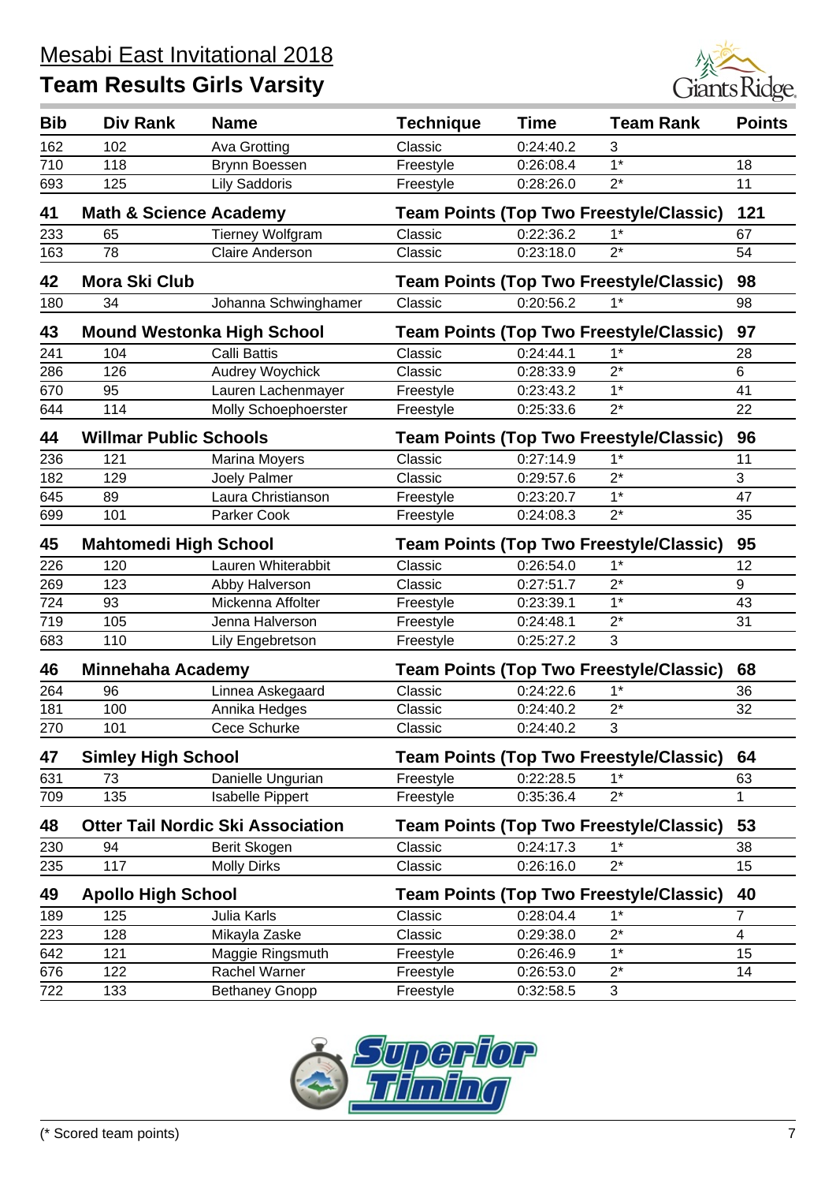# Mesabi East Invitational 2018

## Team Results Girls Varsity

| Bib | Div Rank | Name | Technique | Time | Team Rank | Points |
|---|---|---|---|---|---|---|
| 162 | 102 | Ava Grotting | Classic | 0:24:40.2 | 3 | |
| 710 | 118 | Brynn Boessen | Freestyle | 0:26:08.4 | 1* | 18 |
| 693 | 125 | Lily Saddoris | Freestyle | 0:28:26.0 | 2* | 11 |
| **41** | **Math & Science Academy** | | **Team Points (Top Two Freestyle/Classic)** | | | **121** |
| 233 | 65 | Tierney Wolfgram | Classic | 0:22:36.2 | 1* | 67 |
| 163 | 78 | Claire Anderson | Classic | 0:23:18.0 | 2* | 54 |
| **42** | **Mora Ski Club** | | **Team Points (Top Two Freestyle/Classic)** | | | **98** |
| 180 | 34 | Johanna Schwinghamer | Classic | 0:20:56.2 | 1* | 98 |
| **43** | **Mound Westonka High School** | | **Team Points (Top Two Freestyle/Classic)** | | | **97** |
| 241 | 104 | Calli Battis | Classic | 0:24:44.1 | 1* | 28 |
| 286 | 126 | Audrey Woychick | Classic | 0:28:33.9 | 2* | 6 |
| 670 | 95 | Lauren Lachenmayer | Freestyle | 0:23:43.2 | 1* | 41 |
| 644 | 114 | Molly Schoephoerster | Freestyle | 0:25:33.6 | 2* | 22 |
| **44** | **Willmar Public Schools** | | **Team Points (Top Two Freestyle/Classic)** | | | **96** |
| 236 | 121 | Marina Moyers | Classic | 0:27:14.9 | 1* | 11 |
| 182 | 129 | Joely Palmer | Classic | 0:29:57.6 | 2* | 3 |
| 645 | 89 | Laura Christianson | Freestyle | 0:23:20.7 | 1* | 47 |
| 699 | 101 | Parker Cook | Freestyle | 0:24:08.3 | 2* | 35 |
| **45** | **Mahtomedi High School** | | **Team Points (Top Two Freestyle/Classic)** | | | **95** |
| 226 | 120 | Lauren Whiterabbit | Classic | 0:26:54.0 | 1* | 12 |
| 269 | 123 | Abby Halverson | Classic | 0:27:51.7 | 2* | 9 |
| 724 | 93 | Mickenna Affolter | Freestyle | 0:23:39.1 | 1* | 43 |
| 719 | 105 | Jenna Halverson | Freestyle | 0:24:48.1 | 2* | 31 |
| 683 | 110 | Lily Engebretson | Freestyle | 0:25:27.2 | 3 | |
| **46** | **Minnehaha Academy** | | **Team Points (Top Two Freestyle/Classic)** | | | **68** |
| 264 | 96 | Linnea Askegaard | Classic | 0:24:22.6 | 1* | 36 |
| 181 | 100 | Annika Hedges | Classic | 0:24:40.2 | 2* | 32 |
| 270 | 101 | Cece Schurke | Classic | 0:24:40.2 | 3 | |
| **47** | **Simley High School** | | **Team Points (Top Two Freestyle/Classic)** | | | **64** |
| 631 | 73 | Danielle Ungurian | Freestyle | 0:22:28.5 | 1* | 63 |
| 709 | 135 | Isabelle Pippert | Freestyle | 0:35:36.4 | 2* | 1 |
| **48** | **Otter Tail Nordic Ski Association** | | **Team Points (Top Two Freestyle/Classic)** | | | **53** |
| 230 | 94 | Berit Skogen | Classic | 0:24:17.3 | 1* | 38 |
| 235 | 117 | Molly Dirks | Classic | 0:26:16.0 | 2* | 15 |
| **49** | **Apollo High School** | | **Team Points (Top Two Freestyle/Classic)** | | | **40** |
| 189 | 125 | Julia Karls | Classic | 0:28:04.4 | 1* | 7 |
| 223 | 128 | Mikayla Zaske | Classic | 0:29:38.0 | 2* | 4 |
| 642 | 121 | Maggie Ringsmuth | Freestyle | 0:26:46.9 | 1* | 15 |
| 676 | 122 | Rachel Warner | Freestyle | 0:26:53.0 | 2* | 14 |
| 722 | 133 | Bethaney Gnopp | Freestyle | 0:32:58.5 | 3 | |

(* Scored team points)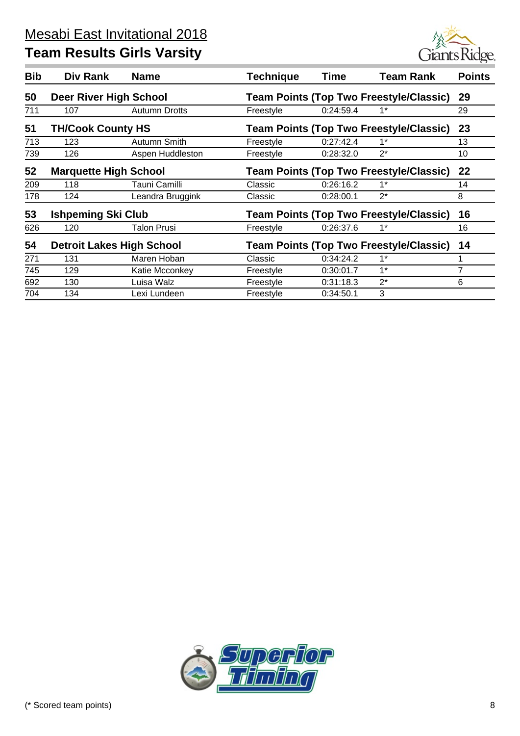# Mesabi East Invitational 2018

## Team Results Girls Varsity

| Bib | Div Rank | Name | Technique | Time | Team Rank | Points |
|---|---|---|---|---|---|---|
| **50** | **Deer River High School** | | **Team Points (Top Two Freestyle/Classic)** | | | **29** |
| 711 | 107 | Autumn Drotts | Freestyle | 0:24:59.4 | 1* | 29 |
| **51** | **TH/Cook County HS** | | **Team Points (Top Two Freestyle/Classic)** | | | **23** |
| 713 | 123 | Autumn Smith | Freestyle | 0:27:42.4 | 1* | 13 |
| 739 | 126 | Aspen Huddleston | Freestyle | 0:28:32.0 | 2* | 10 |
| **52** | **Marquette High School** | | **Team Points (Top Two Freestyle/Classic)** | | | **22** |
| 209 | 118 | Tauni Camilli | Classic | 0:26:16.2 | 1* | 14 |
| 178 | 124 | Leandra Bruggink | Classic | 0:28:00.1 | 2* | 8 |
| **53** | **Ishpeming Ski Club** | | **Team Points (Top Two Freestyle/Classic)** | | | **16** |
| 626 | 120 | Talon Prusi | Freestyle | 0:26:37.6 | 1* | 16 |
| **54** | **Detroit Lakes High School** | | **Team Points (Top Two Freestyle/Classic)** | | | **14** |
| 271 | 131 | Maren Hoban | Classic | 0:34:24.2 | 1* | 1 |
| 745 | 129 | Katie Mcconkey | Freestyle | 0:30:01.7 | 1* | 7 |
| 692 | 130 | Luisa Walz | Freestyle | 0:31:18.3 | 2* | 6 |
| 704 | 134 | Lexi Lundeen | Freestyle | 0:34:50.1 | 3 | |

(* Scored team points)